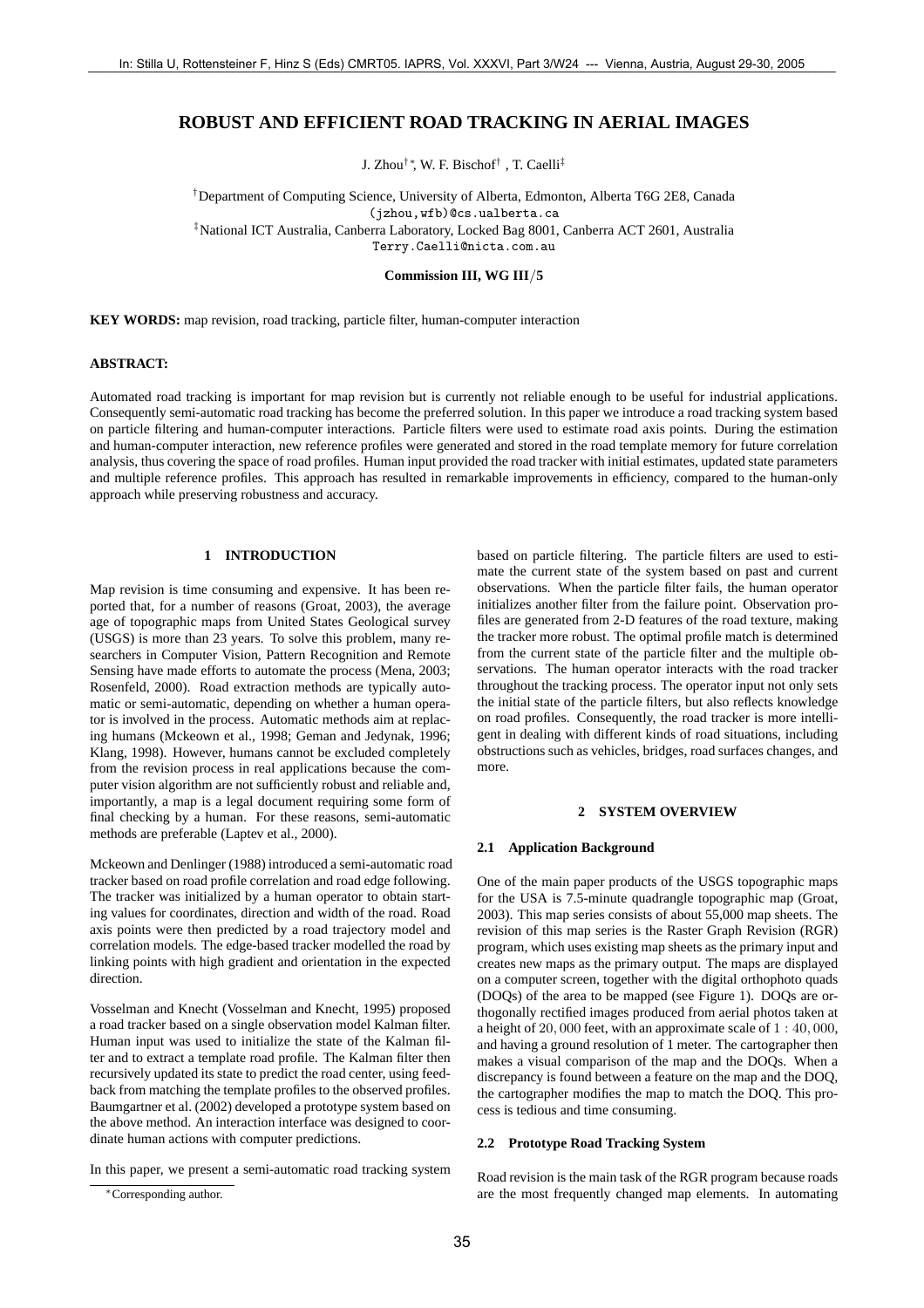# ROBUST AND EFFICIENT ROAD TRACKING IN AERIAL IMAGES

J. Zhou[†*], W. F. Bischof[†], T. Caelli[‡]

[†]Department of Computing Science, University of Alberta, Edmonton, Alberta T6G 2E8, Canada
(jzhou,wfb)@cs.ualberta.ca
[‡]National ICT Australia, Canberra Laboratory, Locked Bag 8001, Canberra ACT 2601, Australia
Terry.Caelli@nicta.com.au

**Commission III, WG III/5**

**KEY WORDS:** map revision, road tracking, particle filter, human-computer interaction

**ABSTRACT:**

Automated road tracking is important for map revision but is currently not reliable enough to be useful for industrial applications. Consequently semi-automatic road tracking has become the preferred solution. In this paper we introduce a road tracking system based on particle filtering and human-computer interactions. Particle filters were used to estimate road axis points. During the estimation and human-computer interaction, new reference profiles were generated and stored in the road template memory for future correlation analysis, thus covering the space of road profiles. Human input provided the road tracker with initial estimates, updated state parameters and multiple reference profiles. This approach has resulted in remarkable improvements in efficiency, compared to the human-only approach while preserving robustness and accuracy.

## 1 INTRODUCTION

Map revision is time consuming and expensive. It has been reported that, for a number of reasons (Groat, 2003), the average age of topographic maps from United States Geological survey (USGS) is more than 23 years. To solve this problem, many researchers in Computer Vision, Pattern Recognition and Remote Sensing have made efforts to automate the process (Mena, 2003; Rosenfeld, 2000). Road extraction methods are typically automatic or semi-automatic, depending on whether a human operator is involved in the process. Automatic methods aim at replacing humans (Mckeown et al., 1998; Geman and Jedynak, 1996; Klang, 1998). However, humans cannot be excluded completely from the revision process in real applications because the computer vision algorithm are not sufficiently robust and reliable and, importantly, a map is a legal document requiring some form of final checking by a human. For these reasons, semi-automatic methods are preferable (Laptev et al., 2000).

Mckeown and Denlinger (1988) introduced a semi-automatic road tracker based on road profile correlation and road edge following. The tracker was initialized by a human operator to obtain starting values for coordinates, direction and width of the road. Road axis points were then predicted by a road trajectory model and correlation models. The edge-based tracker modelled the road by linking points with high gradient and orientation in the expected direction.

Vosselman and Knecht (Vosselman and Knecht, 1995) proposed a road tracker based on a single observation model Kalman filter. Human input was used to initialize the state of the Kalman filter and to extract a template road profile. The Kalman filter then recursively updated its state to predict the road center, using feedback from matching the template profiles to the observed profiles. Baumgartner et al. (2002) developed a prototype system based on the above method. An interaction interface was designed to coordinate human actions with computer predictions.

In this paper, we present a semi-automatic road tracking system based on particle filtering. The particle filters are used to estimate the current state of the system based on past and current observations. When the particle filter fails, the human operator initializes another filter from the failure point. Observation profiles are generated from 2-D features of the road texture, making the tracker more robust. The optimal profile match is determined from the current state of the particle filter and the multiple observations. The human operator interacts with the road tracker throughout the tracking process. The operator input not only sets the initial state of the particle filters, but also reflects knowledge on road profiles. Consequently, the road tracker is more intelligent in dealing with different kinds of road situations, including obstructions such as vehicles, bridges, road surfaces changes, and more.

## 2 SYSTEM OVERVIEW

### 2.1 Application Background

One of the main paper products of the USGS topographic maps for the USA is 7.5-minute quadrangle topographic map (Groat, 2003). This map series consists of about 55,000 map sheets. The revision of this map series is the Raster Graph Revision (RGR) program, which uses existing map sheets as the primary input and creates new maps as the primary output. The maps are displayed on a computer screen, together with the digital orthophoto quads (DOQs) of the area to be mapped (see Figure 1). DOQs are orthogonally rectified images produced from aerial photos taken at a height of $20,000$ feet, with an approximate scale of $1 : 40,000$, and having a ground resolution of 1 meter. The cartographer then makes a visual comparison of the map and the DOQs. When a discrepancy is found between a feature on the map and the DOQ, the cartographer modifies the map to match the DOQ. This process is tedious and time consuming.

### 2.2 Prototype Road Tracking System

Road revision is the main task of the RGR program because roads are the most frequently changed map elements. In automating

[*]Corresponding author.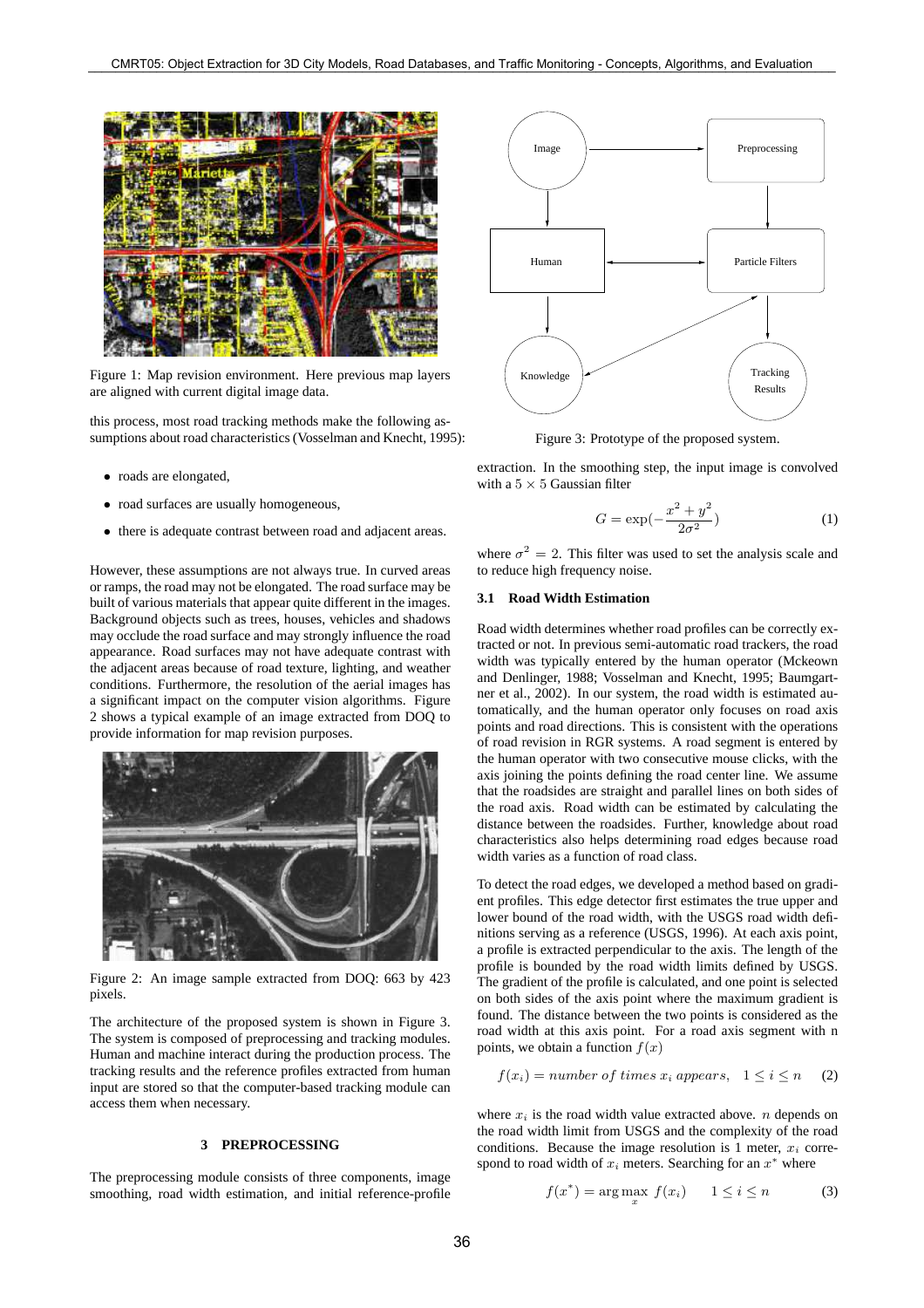Figure 1: Map revision environment. Here previous map layers are aligned with current digital image data.

this process, most road tracking methods make the following assumptions about road characteristics (Vosselman and Knecht, 1995):

- roads are elongated,
- road surfaces are usually homogeneous,
- there is adequate contrast between road and adjacent areas.

However, these assumptions are not always true. In curved areas or ramps, the road may not be elongated. The road surface may be built of various materials that appear quite different in the images. Background objects such as trees, houses, vehicles and shadows may occlude the road surface and may strongly influence the road appearance. Road surfaces may not have adequate contrast with the adjacent areas because of road texture, lighting, and weather conditions. Furthermore, the resolution of the aerial images has a significant impact on the computer vision algorithms. Figure 2 shows a typical example of an image extracted from DOQ to provide information for map revision purposes.

Figure 2: An image sample extracted from DOQ: 663 by 423 pixels.

The architecture of the proposed system is shown in Figure 3. The system is composed of preprocessing and tracking modules. Human and machine interact during the production process. The tracking results and the reference profiles extracted from human input are stored so that the computer-based tracking module can access them when necessary.

Figure 3: Prototype of the proposed system.

## 3 PREPROCESSING

The preprocessing module consists of three components, image smoothing, road width estimation, and initial reference-profile extraction. In the smoothing step, the input image is convolved with a $5 \times 5$ Gaussian filter

$$G = \exp(-\frac{x^2 + y^2}{2\sigma^2}) \tag{1}$$

where $\sigma^2 = 2$. This filter was used to set the analysis scale and to reduce high frequency noise.

### 3.1 Road Width Estimation

Road width determines whether road profiles can be correctly extracted or not. In previous semi-automatic road trackers, the road width was typically entered by the human operator (Mckeown and Denlinger, 1988; Vosselman and Knecht, 1995; Baumgartner et al., 2002). In our system, the road width is estimated automatically, and the human operator only focuses on road axis points and road directions. This is consistent with the operations of road revision in RGR systems. A road segment is entered by the human operator with two consecutive mouse clicks, with the axis joining the points defining the road center line. We assume that the roadsides are straight and parallel lines on both sides of the road axis. Road width can be estimated by calculating the distance between the roadsides. Further, knowledge about road characteristics also helps determining road edges because road width varies as a function of road class.

To detect the road edges, we developed a method based on gradient profiles. This edge detector first estimates the true upper and lower bound of the road width, with the USGS road width definitions serving as a reference (USGS, 1996). At each axis point, a profile is extracted perpendicular to the axis. The length of the profile is bounded by the road width limits defined by USGS. The gradient of the profile is calculated, and one point is selected on both sides of the axis point where the maximum gradient is found. The distance between the two points is considered as the road width at this axis point. For a road axis segment with n points, we obtain a function $f(x)$

$$f(x_i) = number\ of\ times\ x_i\ appears, \quad 1 \le i \le n \tag{2}$$

where $x_i$ is the road width value extracted above. $n$ depends on the road width limit from USGS and the complexity of the road conditions. Because the image resolution is 1 meter, $x_i$ correspond to road width of $x_i$ meters. Searching for an $x^*$ where

$$f(x^*) = \arg\max_x f(x_i) \qquad 1 \le i \le n \tag{3}$$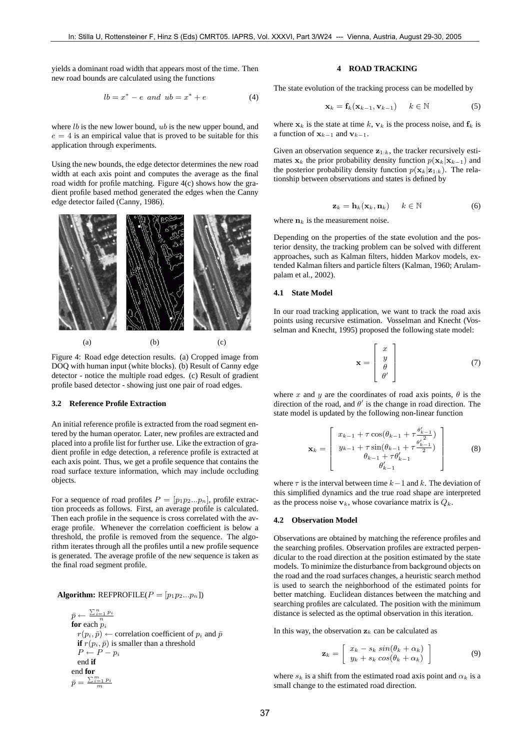yields a dominant road width that appears most of the time. Then new road bounds are calculated using the functions

$$lb = x^* - e \ \ and \ \ ub = x^* + e \tag{4}$$

where $lb$ is the new lower bound, $ub$ is the new upper bound, and $e = 4$ is an empirical value that is proved to be suitable for this application through experiments.

Using the new bounds, the edge detector determines the new road width at each axis point and computes the average as the final road width for profile matching. Figure 4(c) shows how the gradient profile based method generated the edges when the Canny edge detector failed (Canny, 1986).

(a) (b) (c)

Figure 4: Road edge detection results. (a) Cropped image from DOQ with human input (white blocks). (b) Result of Canny edge detector - notice the multiple road edges. (c) Result of gradient profile based detector - showing just one pair of road edges.

### 3.2 Reference Profile Extraction

An initial reference profile is extracted from the road segment entered by the human operator. Later, new profiles are extracted and placed into a profile list for further use. Like the extraction of gradient profile in edge detection, a reference profile is extracted at each axis point. Thus, we get a profile sequence that contains the road surface texture information, which may include occluding objects.

For a sequence of road profiles $P = [p_1 p_2 ... p_n]$, profile extraction proceeds as follows. First, an average profile is calculated. Then each profile in the sequence is cross correlated with the average profile. Whenever the correlation coefficient is below a threshold, the profile is removed from the sequence. The algorithm iterates through all the profiles until a new profile sequence is generated. The average profile of the new sequence is taken as the final road segment profile.

**Algorithm:** REFPROFILE($P = [p_1 p_2 ... p_n]$)

$\bar{p} \leftarrow \frac{\sum_{i=1}^{n} p_i}{n}$
**for** each $p_i$
  $r(p_i, \bar{p}) \leftarrow$ correlation coefficient of $p_i$ and $\bar{p}$
  **if** $r(p_i, \bar{p})$ is smaller than a threshold
  $P \leftarrow P - p_i$
  end **if**
end **for**
$\bar{p} = \frac{\sum_{i=1}^{m} p_i}{m}$

## 4 ROAD TRACKING

The state evolution of the tracking process can be modelled by

$$\mathbf{x}_k = \mathbf{f}_k(\mathbf{x}_{k-1}, \mathbf{v}_{k-1}) \qquad k \in \mathbb{N} \tag{5}$$

where $\mathbf{x}_k$ is the state at time $k$, $\mathbf{v}_k$ is the process noise, and $\mathbf{f}_k$ is a function of $\mathbf{x}_{k-1}$ and $\mathbf{v}_{k-1}$.

Given an observation sequence $\mathbf{z}_{1:k}$, the tracker recursively estimates $\mathbf{x}_k$ the prior probability density function $p(\mathbf{x}_k|\mathbf{x}_{k-1})$ and the posterior probability density function $p(\mathbf{x}_k|\mathbf{z}_{1:k})$. The relationship between observations and states is defined by

$$\mathbf{z}_k = \mathbf{h}_k(\mathbf{x}_k, \mathbf{n}_k) \qquad k \in \mathbb{N} \tag{6}$$

where $\mathbf{n}_k$ is the measurement noise.

Depending on the properties of the state evolution and the posterior density, the tracking problem can be solved with different approaches, such as Kalman filters, hidden Markov models, extended Kalman filters and particle filters (Kalman, 1960; Arulampalam et al., 2002).

### 4.1 State Model

In our road tracking application, we want to track the road axis points using recursive estimation. Vosselman and Knecht (Vosselman and Knecht, 1995) proposed the following state model:

$$\mathbf{x} = \begin{bmatrix} x \\ y \\ \theta \\ \theta' \end{bmatrix} \tag{7}$$

where $x$ and $y$ are the coordinates of road axis points, $\theta$ is the direction of the road, and $\theta'$ is the change in road direction. The state model is updated by the following non-linear function

$$\mathbf{x}_k = \begin{bmatrix} x_{k-1} + \tau\cos(\theta_{k-1} + \tau\frac{\theta'_{k-1}}{2}) \\ y_{k-1} + \tau\sin(\theta_{k-1} + \tau\frac{\theta'_{k-1}}{2}) \\ \theta_{k-1} + \tau\theta'_{k-1} \\ \theta'_{k-1} \end{bmatrix} \tag{8}$$

where $\tau$ is the interval between time $k-1$ and $k$. The deviation of this simplified dynamics and the true road shape are interpreted as the process noise $\mathbf{v}_k$, whose covariance matrix is $Q_k$.

### 4.2 Observation Model

Observations are obtained by matching the reference profiles and the searching profiles. Observation profiles are extracted perpendicular to the road direction at the position estimated by the state models. To minimize the disturbance from background objects on the road and the road surfaces changes, a heuristic search method is used to search the neighborhood of the estimated points for better matching. Euclidean distances between the matching and searching profiles are calculated. The position with the minimum distance is selected as the optimal observation in this iteration.

In this way, the observation $\mathbf{z}_k$ can be calculated as

$$\mathbf{z}_k = \begin{bmatrix} x_k - s_k\ sin(\theta_k + \alpha_k) \\ y_k + s_k\ cos(\theta_k + \alpha_k) \end{bmatrix} \tag{9}$$

where $s_k$ is a shift from the estimated road axis point and $\alpha_k$ is a small change to the estimated road direction.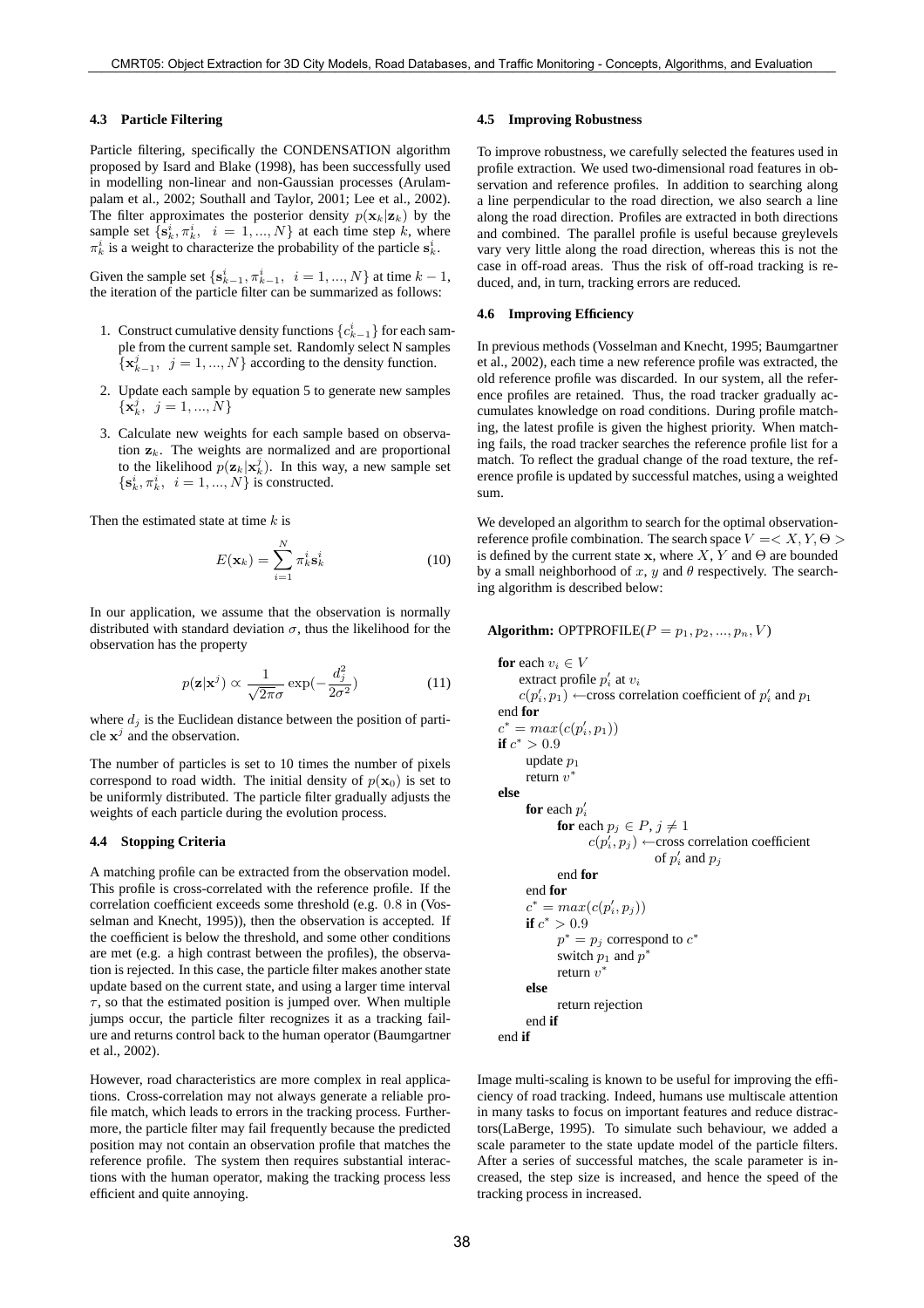### 4.3 Particle Filtering

Particle filtering, specifically the CONDENSATION algorithm proposed by Isard and Blake (1998), has been successfully used in modelling non-linear and non-Gaussian processes (Arulampalam et al., 2002; Southall and Taylor, 2001; Lee et al., 2002). The filter approximates the posterior density $p(\mathbf{x}_k|\mathbf{z}_k)$ by the sample set $\{\mathbf{s}_k^i, \pi_k^i, \ \ i = 1, ..., N\}$ at each time step $k$, where $\pi_k^i$ is a weight to characterize the probability of the particle $\mathbf{s}_k^i$.

Given the sample set $\{\mathbf{s}_{k-1}^i, \pi_{k-1}^i, \ \ i = 1, ..., N\}$ at time $k-1$, the iteration of the particle filter can be summarized as follows:

1. Construct cumulative density functions $\{c_{k-1}^i\}$ for each sample from the current sample set. Randomly select N samples $\{\mathbf{x}_{k-1}^j, \ \ j = 1, ..., N\}$ according to the density function.
2. Update each sample by equation 5 to generate new samples $\{\mathbf{x}_k^j, \ \ j = 1, ..., N\}$
3. Calculate new weights for each sample based on observation $\mathbf{z}_k$. The weights are normalized and are proportional to the likelihood $p(\mathbf{z}_k|\mathbf{x}_k^j)$. In this way, a new sample set $\{\mathbf{s}_k^i, \pi_k^i, \ \ i = 1, ..., N\}$ is constructed.

Then the estimated state at time $k$ is

$$E(\mathbf{x}_k) = \sum_{i=1}^{N} \pi_k^i \mathbf{s}_k^i \tag{10}$$

In our application, we assume that the observation is normally distributed with standard deviation $\sigma$, thus the likelihood for the observation has the property

$$p(\mathbf{z}|\mathbf{x}^j) \propto \frac{1}{\sqrt{2\pi}\sigma} \exp(-\frac{d_j^2}{2\sigma^2}) \tag{11}$$

where $d_j$ is the Euclidean distance between the position of particle $\mathbf{x}^j$ and the observation.

The number of particles is set to 10 times the number of pixels correspond to road width. The initial density of $p(\mathbf{x}_0)$ is set to be uniformly distributed. The particle filter gradually adjusts the weights of each particle during the evolution process.

### 4.4 Stopping Criteria

A matching profile can be extracted from the observation model. This profile is cross-correlated with the reference profile. If the correlation coefficient exceeds some threshold (e.g. $0.8$ in (Vosselman and Knecht, 1995)), then the observation is accepted. If the coefficient is below the threshold, and some other conditions are met (e.g. a high contrast between the profiles), the observation is rejected. In this case, the particle filter makes another state update based on the current state, and using a larger time interval $\tau$, so that the estimated position is jumped over. When multiple jumps occur, the particle filter recognizes it as a tracking failure and returns control back to the human operator (Baumgartner et al., 2002).

However, road characteristics are more complex in real applications. Cross-correlation may not always generate a reliable profile match, which leads to errors in the tracking process. Furthermore, the particle filter may fail frequently because the predicted position may not contain an observation profile that matches the reference profile. The system then requires substantial interactions with the human operator, making the tracking process less efficient and quite annoying.

### 4.5 Improving Robustness

To improve robustness, we carefully selected the features used in profile extraction. We used two-dimensional road features in observation and reference profiles. In addition to searching along a line perpendicular to the road direction, we also search a line along the road direction. Profiles are extracted in both directions and combined. The parallel profile is useful because greylevels vary very little along the road direction, whereas this is not the case in off-road areas. Thus the risk of off-road tracking is reduced, and, in turn, tracking errors are reduced.

### 4.6 Improving Efficiency

In previous methods (Vosselman and Knecht, 1995; Baumgartner et al., 2002), each time a new reference profile was extracted, the old reference profile was discarded. In our system, all the reference profiles are retained. Thus, the road tracker gradually accumulates knowledge on road conditions. During profile matching, the latest profile is given the highest priority. When matching fails, the road tracker searches the reference profile list for a match. To reflect the gradual change of the road texture, the reference profile is updated by successful matches, using a weighted sum.

We developed an algorithm to search for the optimal observation-reference profile combination. The search space $V =< X, Y, \Theta >$ is defined by the current state $\mathbf{x}$, where $X$, $Y$ and $\Theta$ are bounded by a small neighborhood of $x$, $y$ and $\theta$ respectively. The searching algorithm is described below:

**Algorithm:** OPTPROFILE($P = p_1, p_2, ..., p_n, V$)

```
for each v_i ∈ V
    extract profile p'_i at v_i
    c(p'_i, p_1) ←cross correlation coefficient of p'_i and p_1
end for
c* = max(c(p'_i, p_1))
if c* > 0.9
    update p_1
    return v*
else
    for each p'_i
        for each p_j ∈ P, j ≠ 1
            c(p'_i, p_j) ←cross correlation coefficient
                          of p'_i and p_j
        end for
    end for
    c* = max(c(p'_i, p_j))
    if c* > 0.9
        p* = p_j correspond to c*
        switch p_1 and p*
        return v*
    else
        return rejection
    end if
end if
```

Image multi-scaling is known to be useful for improving the efficiency of road tracking. Indeed, humans use multiscale attention in many tasks to focus on important features and reduce distractors(LaBerge, 1995). To simulate such behaviour, we added a scale parameter to the state update model of the particle filters. After a series of successful matches, the scale parameter is increased, the step size is increased, and hence the speed of the tracking process in increased.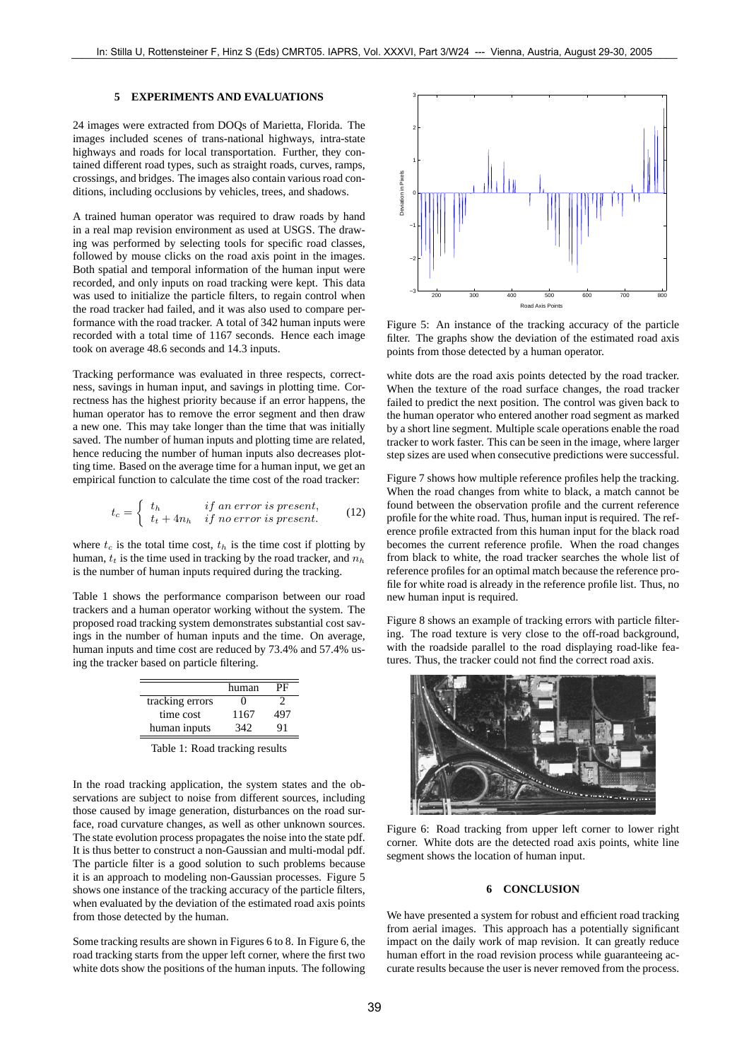## 5 EXPERIMENTS AND EVALUATIONS

24 images were extracted from DOQs of Marietta, Florida. The images included scenes of trans-national highways, intra-state highways and roads for local transportation. Further, they contained different road types, such as straight roads, curves, ramps, crossings, and bridges. The images also contain various road conditions, including occlusions by vehicles, trees, and shadows.

A trained human operator was required to draw roads by hand in a real map revision environment as used at USGS. The drawing was performed by selecting tools for specific road classes, followed by mouse clicks on the road axis point in the images. Both spatial and temporal information of the human input were recorded, and only inputs on road tracking were kept. This data was used to initialize the particle filters, to regain control when the road tracker had failed, and it was also used to compare performance with the road tracker. A total of 342 human inputs were recorded with a total time of 1167 seconds. Hence each image took on average 48.6 seconds and 14.3 inputs.

Tracking performance was evaluated in three respects, correctness, savings in human input, and savings in plotting time. Correctness has the highest priority because if an error happens, the human operator has to remove the error segment and then draw a new one. This may take longer than the time that was initially saved. The number of human inputs and plotting time are related, hence reducing the number of human inputs also decreases plotting time. Based on the average time for a human input, we get an empirical function to calculate the time cost of the road tracker:

$$t_c = \begin{cases} t_h & \textit{if an error is present,} \\ t_t + 4n_h & \textit{if no error is present.} \end{cases} \tag{12}$$

where $t_c$ is the total time cost, $t_h$ is the time cost if plotting by human, $t_t$ is the time used in tracking by the road tracker, and $n_h$ is the number of human inputs required during the tracking.

Table 1 shows the performance comparison between our road trackers and a human operator working without the system. The proposed road tracking system demonstrates substantial cost savings in the number of human inputs and the time. On average, human inputs and time cost are reduced by 73.4% and 57.4% using the tracker based on particle filtering.

| | human | PF |
|---|---|---|
| tracking errors | 0 | 2 |
| time cost | 1167 | 497 |
| human inputs | 342 | 91 |

Table 1: Road tracking results

In the road tracking application, the system states and the observations are subject to noise from different sources, including those caused by image generation, disturbances on the road surface, road curvature changes, as well as other unknown sources. The state evolution process propagates the noise into the state pdf. It is thus better to construct a non-Gaussian and multi-modal pdf. The particle filter is a good solution to such problems because it is an approach to modeling non-Gaussian processes. Figure 5 shows one instance of the tracking accuracy of the particle filters, when evaluated by the deviation of the estimated road axis points from those detected by the human.

Some tracking results are shown in Figures 6 to 8. In Figure 6, the road tracking starts from the upper left corner, where the first two white dots show the positions of the human inputs. The following white dots are the road axis points detected by the road tracker. When the texture of the road surface changes, the road tracker failed to predict the next position. The control was given back to the human operator who entered another road segment as marked by a short line segment. Multiple scale operations enable the road tracker to work faster. This can be seen in the image, where larger step sizes are used when consecutive predictions were successful.

Figure 5: An instance of the tracking accuracy of the particle filter. The graphs show the deviation of the estimated road axis points from those detected by a human operator.

Figure 7 shows how multiple reference profiles help the tracking. When the road changes from white to black, a match cannot be found between the observation profile and the current reference profile for the white road. Thus, human input is required. The reference profile extracted from this human input for the black road becomes the current reference profile. When the road changes from black to white, the road tracker searches the whole list of reference profiles for an optimal match because the reference profile for white road is already in the reference profile list. Thus, no new human input is required.

Figure 8 shows an example of tracking errors with particle filtering. The road texture is very close to the off-road background, with the roadside parallel to the road displaying road-like features. Thus, the tracker could not find the correct road axis.

Figure 6: Road tracking from upper left corner to lower right corner. White dots are the detected road axis points, white line segment shows the location of human input.

## 6 CONCLUSION

We have presented a system for robust and efficient road tracking from aerial images. This approach has a potentially significant impact on the daily work of map revision. It can greatly reduce human effort in the road revision process while guaranteeing accurate results because the user is never removed from the process.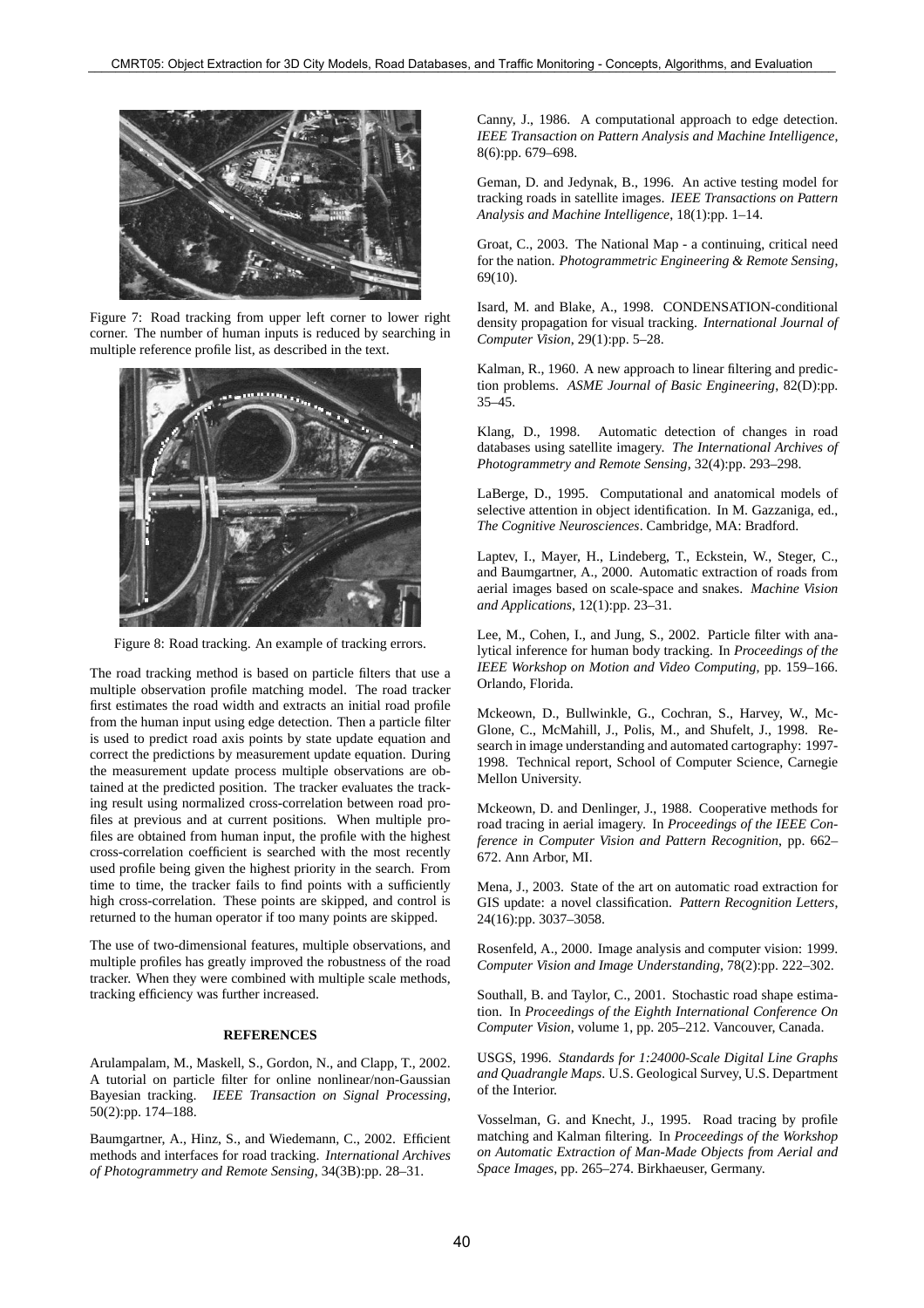Figure 7: Road tracking from upper left corner to lower right corner. The number of human inputs is reduced by searching in multiple reference profile list, as described in the text.

Figure 8: Road tracking. An example of tracking errors.

The road tracking method is based on particle filters that use a multiple observation profile matching model. The road tracker first estimates the road width and extracts an initial road profile from the human input using edge detection. Then a particle filter is used to predict road axis points by state update equation and correct the predictions by measurement update equation. During the measurement update process multiple observations are obtained at the predicted position. The tracker evaluates the tracking result using normalized cross-correlation between road profiles at previous and at current positions. When multiple profiles are obtained from human input, the profile with the highest cross-correlation coefficient is searched with the most recently used profile being given the highest priority in the search. From time to time, the tracker fails to find points with a sufficiently high cross-correlation. These points are skipped, and control is returned to the human operator if too many points are skipped.

The use of two-dimensional features, multiple observations, and multiple profiles has greatly improved the robustness of the road tracker. When they were combined with multiple scale methods, tracking efficiency was further increased.

## REFERENCES

Arulampalam, M., Maskell, S., Gordon, N., and Clapp, T., 2002. A tutorial on particle filter for online nonlinear/non-Gaussian Bayesian tracking. *IEEE Transaction on Signal Processing*, 50(2):pp. 174–188.

Baumgartner, A., Hinz, S., and Wiedemann, C., 2002. Efficient methods and interfaces for road tracking. *International Archives of Photogrammetry and Remote Sensing*, 34(3B):pp. 28–31.

Canny, J., 1986. A computational approach to edge detection. *IEEE Transaction on Pattern Analysis and Machine Intelligence*, 8(6):pp. 679–698.

Geman, D. and Jedynak, B., 1996. An active testing model for tracking roads in satellite images. *IEEE Transactions on Pattern Analysis and Machine Intelligence*, 18(1):pp. 1–14.

Groat, C., 2003. The National Map - a continuing, critical need for the nation. *Photogrammetric Engineering & Remote Sensing*, 69(10).

Isard, M. and Blake, A., 1998. CONDENSATION-conditional density propagation for visual tracking. *International Journal of Computer Vision*, 29(1):pp. 5–28.

Kalman, R., 1960. A new approach to linear filtering and prediction problems. *ASME Journal of Basic Engineering*, 82(D):pp. 35–45.

Klang, D., 1998. Automatic detection of changes in road databases using satellite imagery. *The International Archives of Photogrammetry and Remote Sensing*, 32(4):pp. 293–298.

LaBerge, D., 1995. Computational and anatomical models of selective attention in object identification. In M. Gazzaniga, ed., *The Cognitive Neurosciences*. Cambridge, MA: Bradford.

Laptev, I., Mayer, H., Lindeberg, T., Eckstein, W., Steger, C., and Baumgartner, A., 2000. Automatic extraction of roads from aerial images based on scale-space and snakes. *Machine Vision and Applications*, 12(1):pp. 23–31.

Lee, M., Cohen, I., and Jung, S., 2002. Particle filter with analytical inference for human body tracking. In *Proceedings of the IEEE Workshop on Motion and Video Computing*, pp. 159–166. Orlando, Florida.

Mckeown, D., Bullwinkle, G., Cochran, S., Harvey, W., McGlone, C., McMahill, J., Polis, M., and Shufelt, J., 1998. Research in image understanding and automated cartography: 1997-1998. Technical report, School of Computer Science, Carnegie Mellon University.

Mckeown, D. and Denlinger, J., 1988. Cooperative methods for road tracing in aerial imagery. In *Proceedings of the IEEE Conference in Computer Vision and Pattern Recognition*, pp. 662–672. Ann Arbor, MI.

Mena, J., 2003. State of the art on automatic road extraction for GIS update: a novel classification. *Pattern Recognition Letters*, 24(16):pp. 3037–3058.

Rosenfeld, A., 2000. Image analysis and computer vision: 1999. *Computer Vision and Image Understanding*, 78(2):pp. 222–302.

Southall, B. and Taylor, C., 2001. Stochastic road shape estimation. In *Proceedings of the Eighth International Conference On Computer Vision*, volume 1, pp. 205–212. Vancouver, Canada.

USGS, 1996. *Standards for 1:24000-Scale Digital Line Graphs and Quadrangle Maps*. U.S. Geological Survey, U.S. Department of the Interior.

Vosselman, G. and Knecht, J., 1995. Road tracing by profile matching and Kalman filtering. In *Proceedings of the Workshop on Automatic Extraction of Man-Made Objects from Aerial and Space Images*, pp. 265–274. Birkhaeuser, Germany.